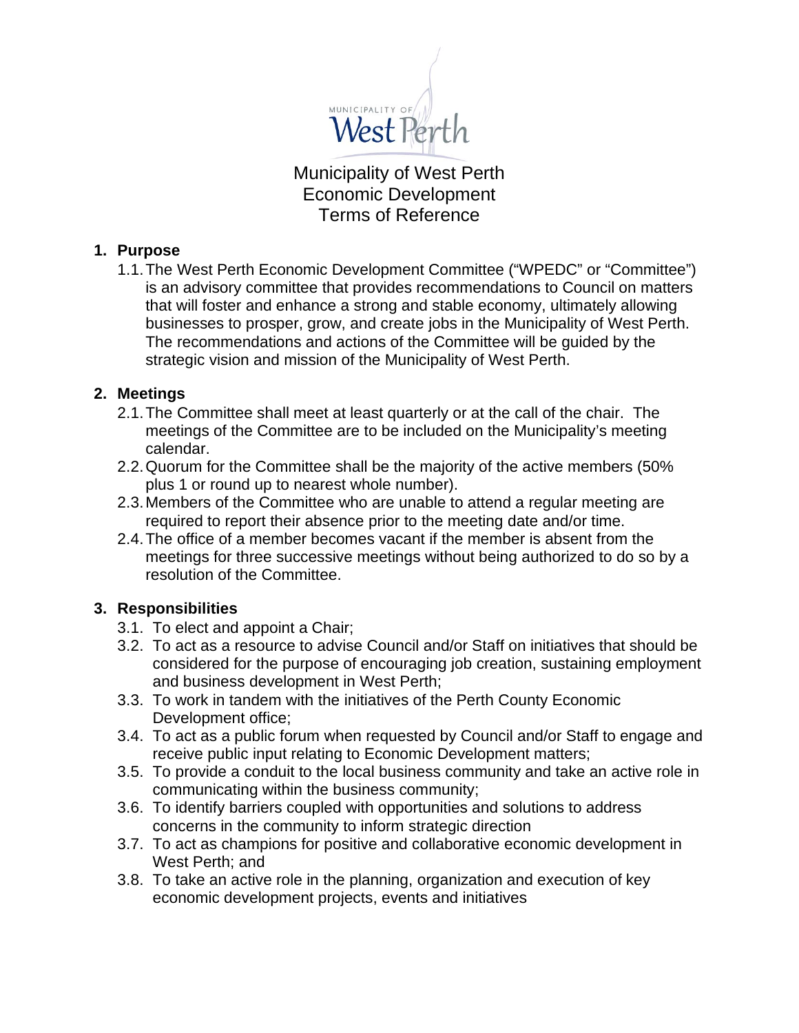# Municipality of West Perth Economic Development Terms of Reference

## 1. Purpose

1.1. The West Perth Economic Development Committee ("WPEDC" or "Committee") is an advisory committee that provides recommendations to Council on matters that will foster and enhance a strong and stable economy, ultimately allowing businesses to prosper, grow, and create jobs in the Municipality of West Perth. The recommendations and actions of the Committee will be guided by the strategic vision and mission of the Municipality of West Perth.

## 2. Meetings

2.1. The Committee shall meet at least quarterly or at the call of the chair. The meetings of the Committee are to be included on the Municipality's meeting calendar.

2.2. Quorum for the Committee shall be the majority of the active members (50% plus 1 or round up to nearest whole number).

2.3. Members of the Committee who are unable to attend a regular meeting are required to report their absence prior to the meeting date and/or time.

2.4. The office of a member becomes vacant if the member is absent from the meetings for three successive meetings without being authorized to do so by a resolution of the Committee.

## 3. Responsibilities

3.1. To elect and appoint a Chair;

3.2. To act as a resource to advise Council and/or Staff on initiatives that should be considered for the purpose of encouraging job creation, sustaining employment and business development in West Perth;

3.3. To work in tandem with the initiatives of the Perth County Economic Development office;

3.4. To act as a public forum when requested by Council and/or Staff to engage and receive public input relating to Economic Development matters;

3.5. To provide a conduit to the local business community and take an active role in communicating within the business community;

3.6. To identify barriers coupled with opportunities and solutions to address concerns in the community to inform strategic direction

3.7. To act as champions for positive and collaborative economic development in West Perth; and

3.8. To take an active role in the planning, organization and execution of key economic development projects, events and initiatives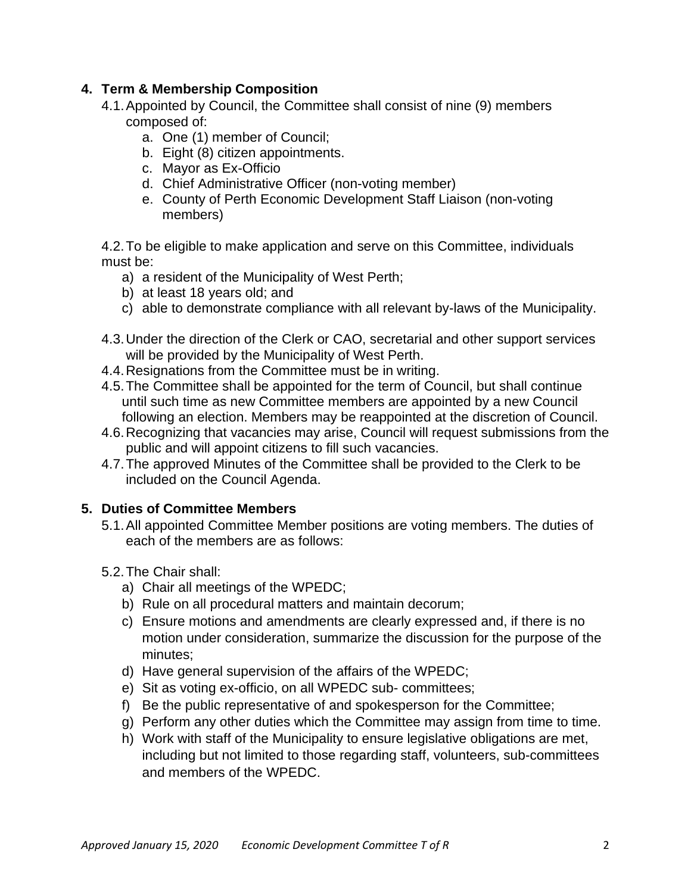## 4. Term & Membership Composition

4.1. Appointed by Council, the Committee shall consist of nine (9) members composed of:

a. One (1) member of Council;
b. Eight (8) citizen appointments.
c. Mayor as Ex-Officio
d. Chief Administrative Officer (non-voting member)
e. County of Perth Economic Development Staff Liaison (non-voting members)

4.2. To be eligible to make application and serve on this Committee, individuals must be:

a) a resident of the Municipality of West Perth;
b) at least 18 years old; and
c) able to demonstrate compliance with all relevant by-laws of the Municipality.

4.3. Under the direction of the Clerk or CAO, secretarial and other support services will be provided by the Municipality of West Perth.

4.4. Resignations from the Committee must be in writing.

4.5. The Committee shall be appointed for the term of Council, but shall continue until such time as new Committee members are appointed by a new Council following an election. Members may be reappointed at the discretion of Council.

4.6. Recognizing that vacancies may arise, Council will request submissions from the public and will appoint citizens to fill such vacancies.

4.7. The approved Minutes of the Committee shall be provided to the Clerk to be included on the Council Agenda.

## 5. Duties of Committee Members

5.1. All appointed Committee Member positions are voting members. The duties of each of the members are as follows:

5.2. The Chair shall:

a) Chair all meetings of the WPEDC;
b) Rule on all procedural matters and maintain decorum;
c) Ensure motions and amendments are clearly expressed and, if there is no motion under consideration, summarize the discussion for the purpose of the minutes;
d) Have general supervision of the affairs of the WPEDC;
e) Sit as voting ex-officio, on all WPEDC sub- committees;
f) Be the public representative of and spokesperson for the Committee;
g) Perform any other duties which the Committee may assign from time to time.
h) Work with staff of the Municipality to ensure legislative obligations are met, including but not limited to those regarding staff, volunteers, sub-committees and members of the WPEDC.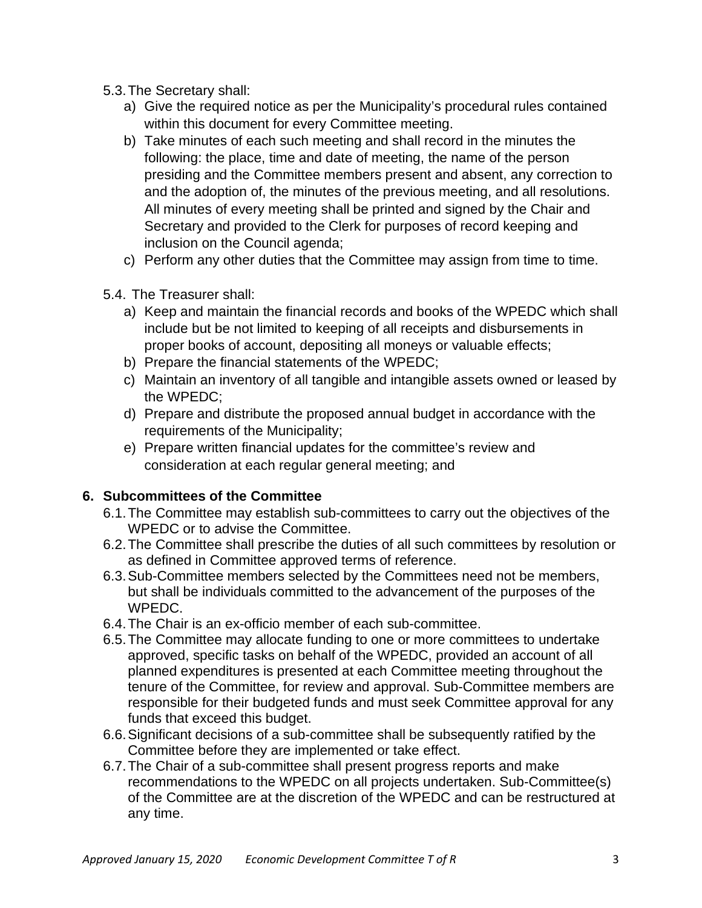5.3. The Secretary shall:

a) Give the required notice as per the Municipality's procedural rules contained within this document for every Committee meeting.
b) Take minutes of each such meeting and shall record in the minutes the following: the place, time and date of meeting, the name of the person presiding and the Committee members present and absent, any correction to and the adoption of, the minutes of the previous meeting, and all resolutions. All minutes of every meeting shall be printed and signed by the Chair and Secretary and provided to the Clerk for purposes of record keeping and inclusion on the Council agenda;
c) Perform any other duties that the Committee may assign from time to time.

5.4. The Treasurer shall:

a) Keep and maintain the financial records and books of the WPEDC which shall include but be not limited to keeping of all receipts and disbursements in proper books of account, depositing all moneys or valuable effects;
b) Prepare the financial statements of the WPEDC;
c) Maintain an inventory of all tangible and intangible assets owned or leased by the WPEDC;
d) Prepare and distribute the proposed annual budget in accordance with the requirements of the Municipality;
e) Prepare written financial updates for the committee's review and consideration at each regular general meeting; and

## 6. Subcommittees of the Committee

6.1. The Committee may establish sub-committees to carry out the objectives of the WPEDC or to advise the Committee.

6.2. The Committee shall prescribe the duties of all such committees by resolution or as defined in Committee approved terms of reference.

6.3. Sub-Committee members selected by the Committees need not be members, but shall be individuals committed to the advancement of the purposes of the WPEDC.

6.4. The Chair is an ex-officio member of each sub-committee.

6.5. The Committee may allocate funding to one or more committees to undertake approved, specific tasks on behalf of the WPEDC, provided an account of all planned expenditures is presented at each Committee meeting throughout the tenure of the Committee, for review and approval. Sub-Committee members are responsible for their budgeted funds and must seek Committee approval for any funds that exceed this budget.

6.6. Significant decisions of a sub-committee shall be subsequently ratified by the Committee before they are implemented or take effect.

6.7. The Chair of a sub-committee shall present progress reports and make recommendations to the WPEDC on all projects undertaken. Sub-Committee(s) of the Committee are at the discretion of the WPEDC and can be restructured at any time.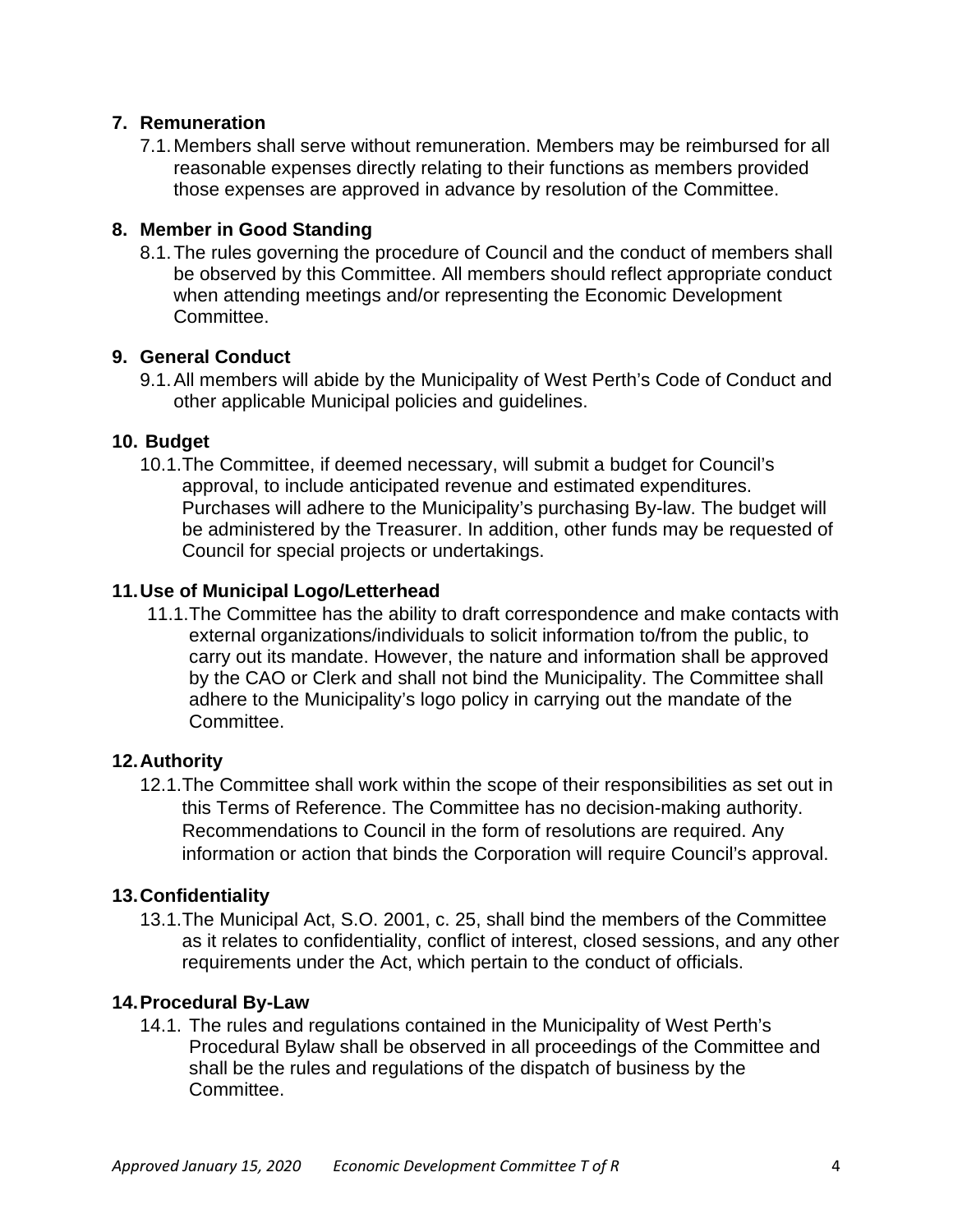## 7. Remuneration

7.1. Members shall serve without remuneration. Members may be reimbursed for all reasonable expenses directly relating to their functions as members provided those expenses are approved in advance by resolution of the Committee.

## 8. Member in Good Standing

8.1. The rules governing the procedure of Council and the conduct of members shall be observed by this Committee. All members should reflect appropriate conduct when attending meetings and/or representing the Economic Development Committee.

## 9. General Conduct

9.1. All members will abide by the Municipality of West Perth's Code of Conduct and other applicable Municipal policies and guidelines.

## 10. Budget

10.1. The Committee, if deemed necessary, will submit a budget for Council's approval, to include anticipated revenue and estimated expenditures. Purchases will adhere to the Municipality's purchasing By-law. The budget will be administered by the Treasurer. In addition, other funds may be requested of Council for special projects or undertakings.

## 11. Use of Municipal Logo/Letterhead

11.1. The Committee has the ability to draft correspondence and make contacts with external organizations/individuals to solicit information to/from the public, to carry out its mandate. However, the nature and information shall be approved by the CAO or Clerk and shall not bind the Municipality. The Committee shall adhere to the Municipality's logo policy in carrying out the mandate of the Committee.

## 12. Authority

12.1. The Committee shall work within the scope of their responsibilities as set out in this Terms of Reference. The Committee has no decision-making authority. Recommendations to Council in the form of resolutions are required. Any information or action that binds the Corporation will require Council's approval.

## 13. Confidentiality

13.1. The Municipal Act, S.O. 2001, c. 25, shall bind the members of the Committee as it relates to confidentiality, conflict of interest, closed sessions, and any other requirements under the Act, which pertain to the conduct of officials.

## 14. Procedural By-Law

14.1. The rules and regulations contained in the Municipality of West Perth's Procedural Bylaw shall be observed in all proceedings of the Committee and shall be the rules and regulations of the dispatch of business by the Committee.